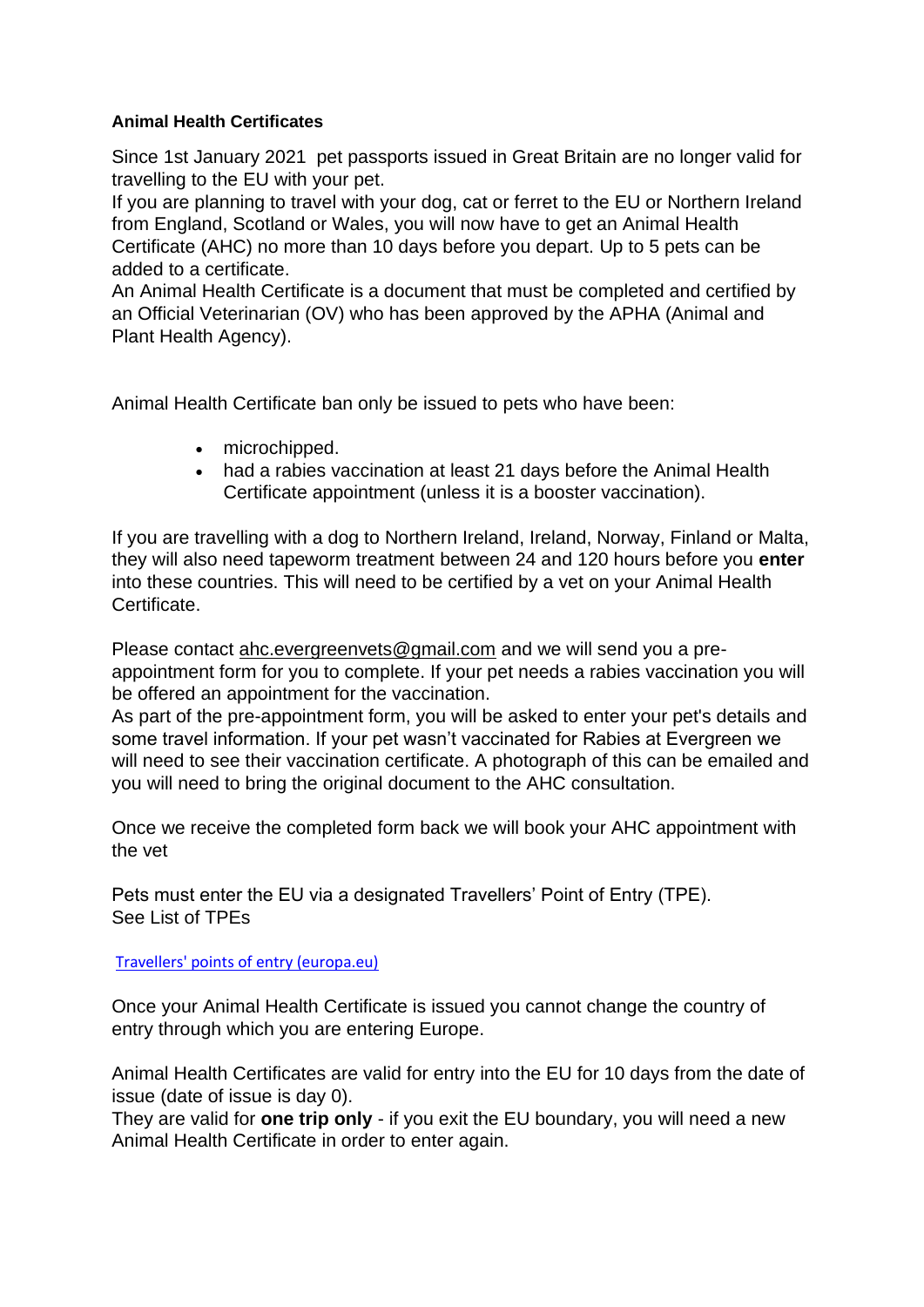**Animal Health Certificates**

Since 1st January 2021 pet passports issued in Great Britain are no longer valid for travelling to the EU with your pet.
If you are planning to travel with your dog, cat or ferret to the EU or Northern Ireland from England, Scotland or Wales, you will now have to get an Animal Health Certificate (AHC) no more than 10 days before you depart. Up to 5 pets can be added to a certificate.
An Animal Health Certificate is a document that must be completed and certified by an Official Veterinarian (OV) who has been approved by the APHA (Animal and Plant Health Agency).

Animal Health Certificate ban only be issued to pets who have been:

- microchipped.
- had a rabies vaccination at least 21 days before the Animal Health Certificate appointment (unless it is a booster vaccination).

If you are travelling with a dog to Northern Ireland, Ireland, Norway, Finland or Malta, they will also need tapeworm treatment between 24 and 120 hours before you **enter** into these countries. This will need to be certified by a vet on your Animal Health Certificate.

Please contact ahc.evergreenvets@gmail.com and we will send you a pre-appointment form for you to complete. If your pet needs a rabies vaccination you will be offered an appointment for the vaccination.
As part of the pre-appointment form, you will be asked to enter your pet's details and some travel information. If your pet wasn't vaccinated for Rabies at Evergreen we will need to see their vaccination certificate. A photograph of this can be emailed and you will need to bring the original document to the AHC consultation.

Once we receive the completed form back we will book your AHC appointment with the vet

Pets must enter the EU via a designated Travellers' Point of Entry (TPE).
See List of TPEs

Travellers' points of entry (europa.eu)

Once your Animal Health Certificate is issued you cannot change the country of entry through which you are entering Europe.

Animal Health Certificates are valid for entry into the EU for 10 days from the date of issue (date of issue is day 0).
They are valid for **one trip only** - if you exit the EU boundary, you will need a new Animal Health Certificate in order to enter again.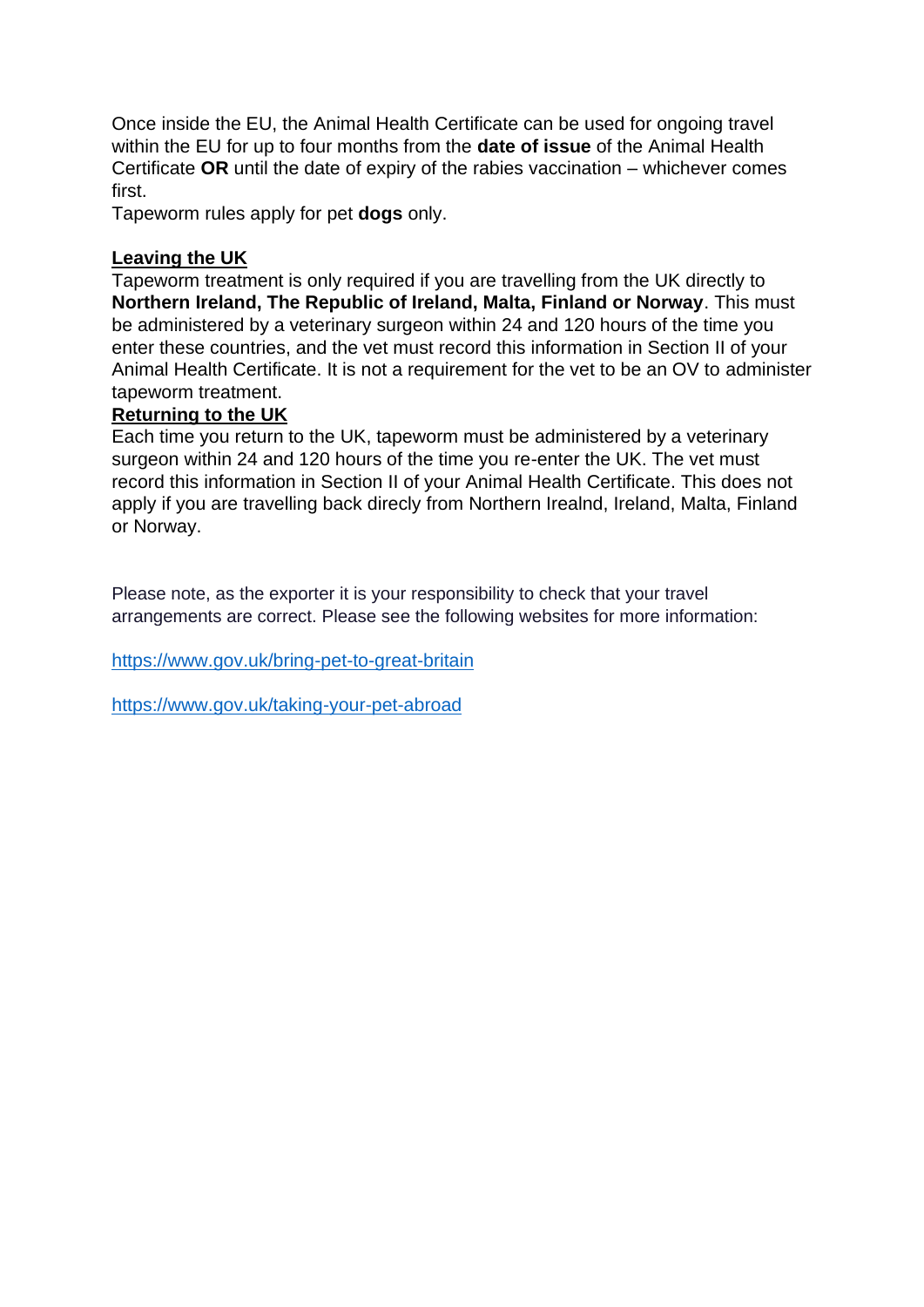Once inside the EU, the Animal Health Certificate can be used for ongoing travel within the EU for up to four months from the **date of issue** of the Animal Health Certificate **OR** until the date of expiry of the rabies vaccination – whichever comes first.

Tapeworm rules apply for pet **dogs** only.

**Leaving the UK**

Tapeworm treatment is only required if you are travelling from the UK directly to **Northern Ireland, The Republic of Ireland, Malta, Finland or Norway**. This must be administered by a veterinary surgeon within 24 and 120 hours of the time you enter these countries, and the vet must record this information in Section II of your Animal Health Certificate. It is not a requirement for the vet to be an OV to administer tapeworm treatment.

**Returning to the UK**

Each time you return to the UK, tapeworm must be administered by a veterinary surgeon within 24 and 120 hours of the time you re-enter the UK. The vet must record this information in Section II of your Animal Health Certificate. This does not apply if you are travelling back direcly from Northern Irealnd, Ireland, Malta, Finland or Norway.

Please note, as the exporter it is your responsibility to check that your travel arrangements are correct. Please see the following websites for more information:

https://www.gov.uk/bring-pet-to-great-britain

https://www.gov.uk/taking-your-pet-abroad